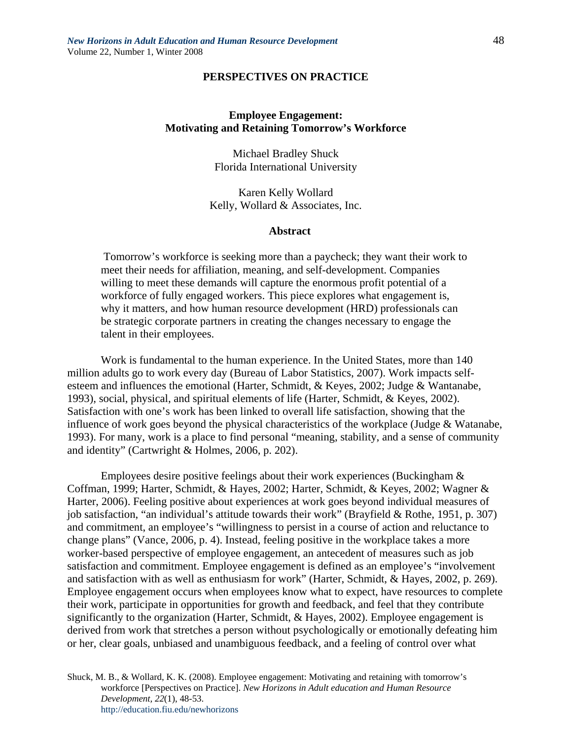**PERSPECTIVES ON PRACTICE**

# Employee Engagement: Motivating and Retaining Tomorrow's Workforce

Michael Bradley Shuck
Florida International University

Karen Kelly Wollard
Kelly, Wollard & Associates, Inc.

## Abstract

Tomorrow's workforce is seeking more than a paycheck; they want their work to meet their needs for affiliation, meaning, and self-development. Companies willing to meet these demands will capture the enormous profit potential of a workforce of fully engaged workers. This piece explores what engagement is, why it matters, and how human resource development (HRD) professionals can be strategic corporate partners in creating the changes necessary to engage the talent in their employees.

Work is fundamental to the human experience. In the United States, more than 140 million adults go to work every day (Bureau of Labor Statistics, 2007). Work impacts self-esteem and influences the emotional (Harter, Schmidt, & Keyes, 2002; Judge & Wantanabe, 1993), social, physical, and spiritual elements of life (Harter, Schmidt, & Keyes, 2002). Satisfaction with one's work has been linked to overall life satisfaction, showing that the influence of work goes beyond the physical characteristics of the workplace (Judge & Watanabe, 1993). For many, work is a place to find personal "meaning, stability, and a sense of community and identity" (Cartwright & Holmes, 2006, p. 202).

Employees desire positive feelings about their work experiences (Buckingham & Coffman, 1999; Harter, Schmidt, & Hayes, 2002; Harter, Schmidt, & Keyes, 2002; Wagner & Harter, 2006). Feeling positive about experiences at work goes beyond individual measures of job satisfaction, "an individual's attitude towards their work" (Brayfield & Rothe, 1951, p. 307) and commitment, an employee's "willingness to persist in a course of action and reluctance to change plans" (Vance, 2006, p. 4). Instead, feeling positive in the workplace takes a more worker-based perspective of employee engagement, an antecedent of measures such as job satisfaction and commitment. Employee engagement is defined as an employee's "involvement and satisfaction with as well as enthusiasm for work" (Harter, Schmidt, & Hayes, 2002, p. 269). Employee engagement occurs when employees know what to expect, have resources to complete their work, participate in opportunities for growth and feedback, and feel that they contribute significantly to the organization (Harter, Schmidt, & Hayes, 2002). Employee engagement is derived from work that stretches a person without psychologically or emotionally defeating him or her, clear goals, unbiased and unambiguous feedback, and a feeling of control over what

Shuck, M. B., & Wollard, K. K. (2008). Employee engagement: Motivating and retaining with tomorrow's workforce [Perspectives on Practice]. *New Horizons in Adult education and Human Resource Development, 22*(1), 48-53.
http://education.fiu.edu/newhorizons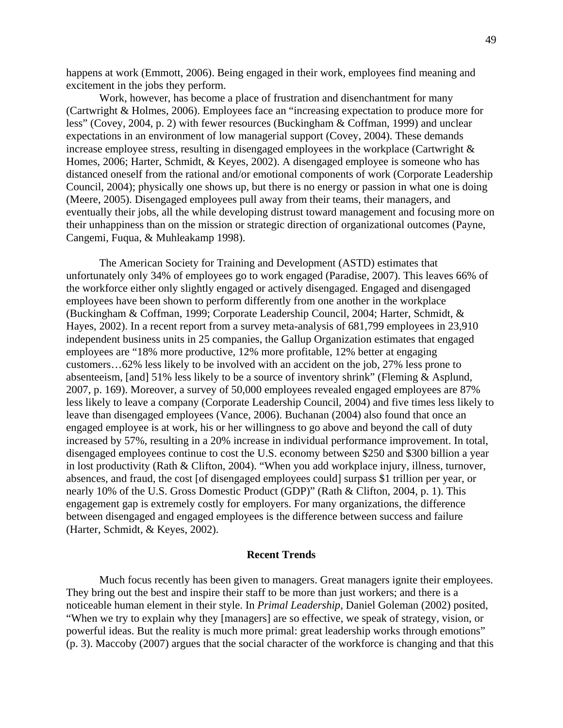happens at work (Emmott, 2006). Being engaged in their work, employees find meaning and excitement in the jobs they perform.

Work, however, has become a place of frustration and disenchantment for many (Cartwright & Holmes, 2006). Employees face an "increasing expectation to produce more for less" (Covey, 2004, p. 2) with fewer resources (Buckingham & Coffman, 1999) and unclear expectations in an environment of low managerial support (Covey, 2004). These demands increase employee stress, resulting in disengaged employees in the workplace (Cartwright & Homes, 2006; Harter, Schmidt, & Keyes, 2002). A disengaged employee is someone who has distanced oneself from the rational and/or emotional components of work (Corporate Leadership Council, 2004); physically one shows up, but there is no energy or passion in what one is doing (Meere, 2005). Disengaged employees pull away from their teams, their managers, and eventually their jobs, all the while developing distrust toward management and focusing more on their unhappiness than on the mission or strategic direction of organizational outcomes (Payne, Cangemi, Fuqua, & Muhleakamp 1998).

The American Society for Training and Development (ASTD) estimates that unfortunately only 34% of employees go to work engaged (Paradise, 2007). This leaves 66% of the workforce either only slightly engaged or actively disengaged. Engaged and disengaged employees have been shown to perform differently from one another in the workplace (Buckingham & Coffman, 1999; Corporate Leadership Council, 2004; Harter, Schmidt, & Hayes, 2002). In a recent report from a survey meta-analysis of 681,799 employees in 23,910 independent business units in 25 companies, the Gallup Organization estimates that engaged employees are "18% more productive, 12% more profitable, 12% better at engaging customers…62% less likely to be involved with an accident on the job, 27% less prone to absenteeism, [and] 51% less likely to be a source of inventory shrink" (Fleming & Asplund, 2007, p. 169). Moreover, a survey of 50,000 employees revealed engaged employees are 87% less likely to leave a company (Corporate Leadership Council, 2004) and five times less likely to leave than disengaged employees (Vance, 2006). Buchanan (2004) also found that once an engaged employee is at work, his or her willingness to go above and beyond the call of duty increased by 57%, resulting in a 20% increase in individual performance improvement. In total, disengaged employees continue to cost the U.S. economy between $250 and $300 billion a year in lost productivity (Rath & Clifton, 2004). "When you add workplace injury, illness, turnover, absences, and fraud, the cost [of disengaged employees could] surpass $1 trillion per year, or nearly 10% of the U.S. Gross Domestic Product (GDP)" (Rath & Clifton, 2004, p. 1). This engagement gap is extremely costly for employers. For many organizations, the difference between disengaged and engaged employees is the difference between success and failure (Harter, Schmidt, & Keyes, 2002).

## Recent Trends

Much focus recently has been given to managers. Great managers ignite their employees. They bring out the best and inspire their staff to be more than just workers; and there is a noticeable human element in their style. In *Primal Leadership*, Daniel Goleman (2002) posited, "When we try to explain why they [managers] are so effective, we speak of strategy, vision, or powerful ideas. But the reality is much more primal: great leadership works through emotions" (p. 3). Maccoby (2007) argues that the social character of the workforce is changing and that this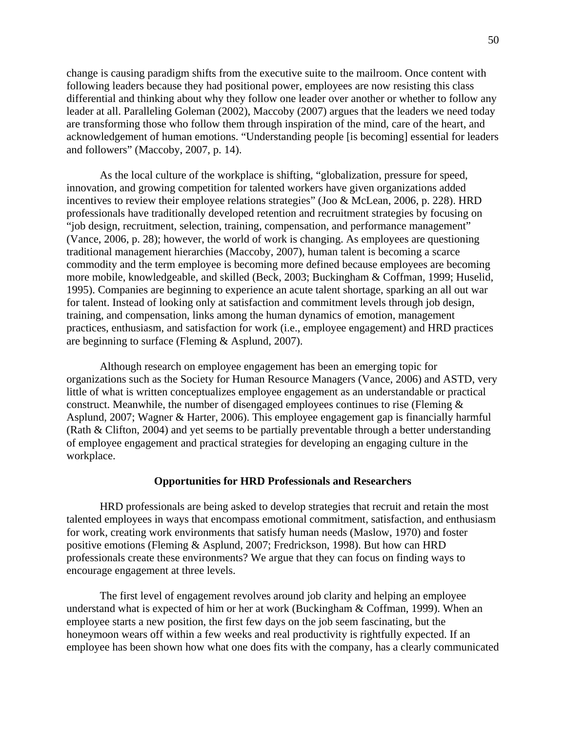change is causing paradigm shifts from the executive suite to the mailroom. Once content with following leaders because they had positional power, employees are now resisting this class differential and thinking about why they follow one leader over another or whether to follow any leader at all. Paralleling Goleman (2002), Maccoby (2007) argues that the leaders we need today are transforming those who follow them through inspiration of the mind, care of the heart, and acknowledgement of human emotions. "Understanding people [is becoming] essential for leaders and followers" (Maccoby, 2007, p. 14).

As the local culture of the workplace is shifting, "globalization, pressure for speed, innovation, and growing competition for talented workers have given organizations added incentives to review their employee relations strategies" (Joo & McLean, 2006, p. 228). HRD professionals have traditionally developed retention and recruitment strategies by focusing on "job design, recruitment, selection, training, compensation, and performance management" (Vance, 2006, p. 28); however, the world of work is changing. As employees are questioning traditional management hierarchies (Maccoby, 2007), human talent is becoming a scarce commodity and the term employee is becoming more defined because employees are becoming more mobile, knowledgeable, and skilled (Beck, 2003; Buckingham & Coffman, 1999; Huselid, 1995). Companies are beginning to experience an acute talent shortage, sparking an all out war for talent. Instead of looking only at satisfaction and commitment levels through job design, training, and compensation, links among the human dynamics of emotion, management practices, enthusiasm, and satisfaction for work (i.e., employee engagement) and HRD practices are beginning to surface (Fleming & Asplund, 2007).

Although research on employee engagement has been an emerging topic for organizations such as the Society for Human Resource Managers (Vance, 2006) and ASTD, very little of what is written conceptualizes employee engagement as an understandable or practical construct. Meanwhile, the number of disengaged employees continues to rise (Fleming & Asplund, 2007; Wagner & Harter, 2006). This employee engagement gap is financially harmful (Rath & Clifton, 2004) and yet seems to be partially preventable through a better understanding of employee engagement and practical strategies for developing an engaging culture in the workplace.

## Opportunities for HRD Professionals and Researchers

HRD professionals are being asked to develop strategies that recruit and retain the most talented employees in ways that encompass emotional commitment, satisfaction, and enthusiasm for work, creating work environments that satisfy human needs (Maslow, 1970) and foster positive emotions (Fleming & Asplund, 2007; Fredrickson, 1998). But how can HRD professionals create these environments? We argue that they can focus on finding ways to encourage engagement at three levels.

The first level of engagement revolves around job clarity and helping an employee understand what is expected of him or her at work (Buckingham & Coffman, 1999). When an employee starts a new position, the first few days on the job seem fascinating, but the honeymoon wears off within a few weeks and real productivity is rightfully expected. If an employee has been shown how what one does fits with the company, has a clearly communicated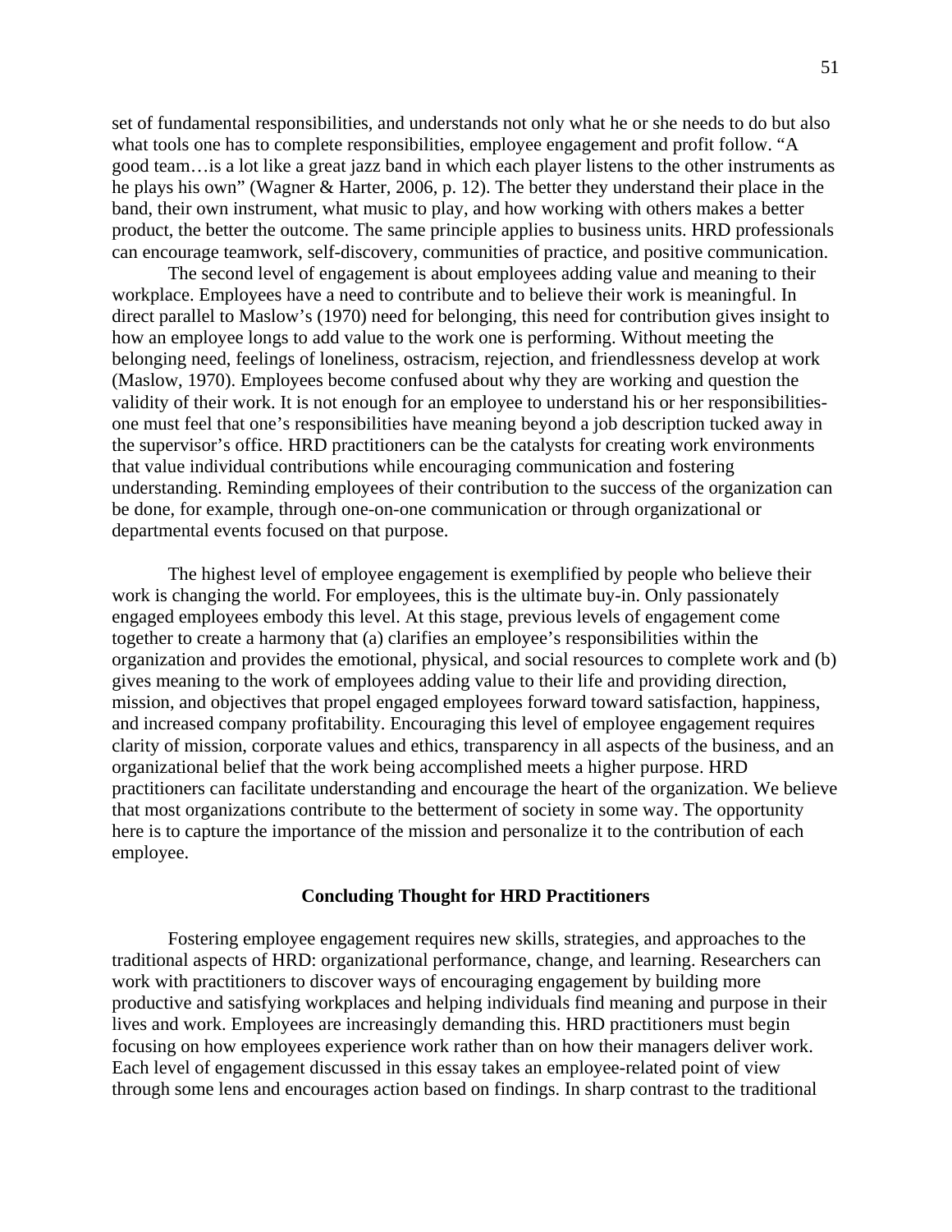set of fundamental responsibilities, and understands not only what he or she needs to do but also what tools one has to complete responsibilities, employee engagement and profit follow. "A good team…is a lot like a great jazz band in which each player listens to the other instruments as he plays his own" (Wagner & Harter, 2006, p. 12). The better they understand their place in the band, their own instrument, what music to play, and how working with others makes a better product, the better the outcome. The same principle applies to business units. HRD professionals can encourage teamwork, self-discovery, communities of practice, and positive communication.

The second level of engagement is about employees adding value and meaning to their workplace. Employees have a need to contribute and to believe their work is meaningful. In direct parallel to Maslow's (1970) need for belonging, this need for contribution gives insight to how an employee longs to add value to the work one is performing. Without meeting the belonging need, feelings of loneliness, ostracism, rejection, and friendlessness develop at work (Maslow, 1970). Employees become confused about why they are working and question the validity of their work. It is not enough for an employee to understand his or her responsibilities-one must feel that one's responsibilities have meaning beyond a job description tucked away in the supervisor's office. HRD practitioners can be the catalysts for creating work environments that value individual contributions while encouraging communication and fostering understanding. Reminding employees of their contribution to the success of the organization can be done, for example, through one-on-one communication or through organizational or departmental events focused on that purpose.

The highest level of employee engagement is exemplified by people who believe their work is changing the world. For employees, this is the ultimate buy-in. Only passionately engaged employees embody this level. At this stage, previous levels of engagement come together to create a harmony that (a) clarifies an employee's responsibilities within the organization and provides the emotional, physical, and social resources to complete work and (b) gives meaning to the work of employees adding value to their life and providing direction, mission, and objectives that propel engaged employees forward toward satisfaction, happiness, and increased company profitability. Encouraging this level of employee engagement requires clarity of mission, corporate values and ethics, transparency in all aspects of the business, and an organizational belief that the work being accomplished meets a higher purpose. HRD practitioners can facilitate understanding and encourage the heart of the organization. We believe that most organizations contribute to the betterment of society in some way. The opportunity here is to capture the importance of the mission and personalize it to the contribution of each employee.

## Concluding Thought for HRD Practitioners

Fostering employee engagement requires new skills, strategies, and approaches to the traditional aspects of HRD: organizational performance, change, and learning. Researchers can work with practitioners to discover ways of encouraging engagement by building more productive and satisfying workplaces and helping individuals find meaning and purpose in their lives and work. Employees are increasingly demanding this. HRD practitioners must begin focusing on how employees experience work rather than on how their managers deliver work. Each level of engagement discussed in this essay takes an employee-related point of view through some lens and encourages action based on findings. In sharp contrast to the traditional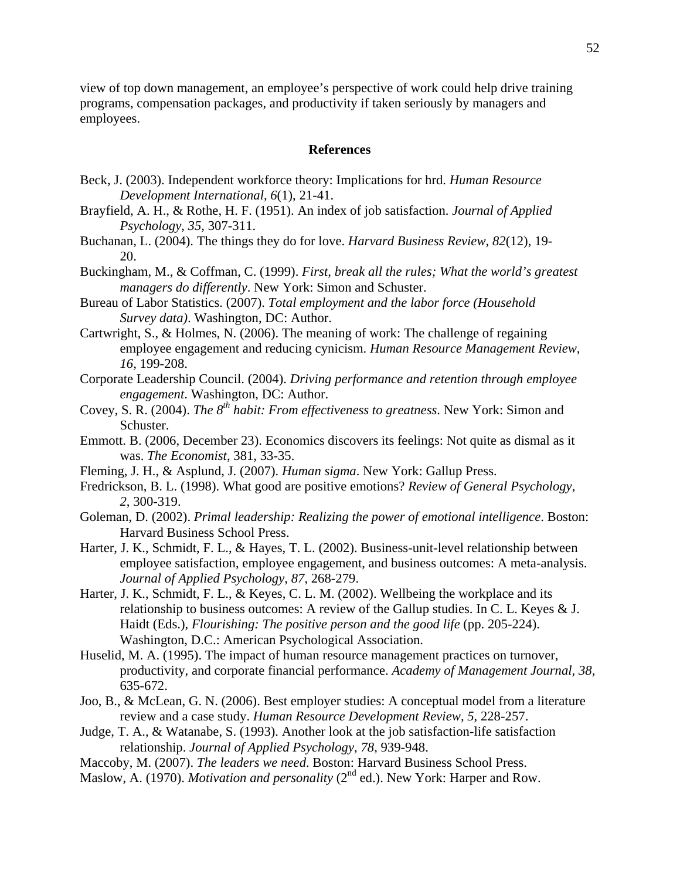view of top down management, an employee's perspective of work could help drive training programs, compensation packages, and productivity if taken seriously by managers and employees.

## References

Beck, J. (2003). Independent workforce theory: Implications for hrd. *Human Resource Development International*, *6*(1), 21-41.

Brayfield, A. H., & Rothe, H. F. (1951). An index of job satisfaction. *Journal of Applied Psychology*, *35*, 307-311.

Buchanan, L. (2004). The things they do for love. *Harvard Business Review*, *82*(12), 19-20.

Buckingham, M., & Coffman, C. (1999). *First, break all the rules; What the world's greatest managers do differently*. New York: Simon and Schuster.

Bureau of Labor Statistics. (2007). *Total employment and the labor force (Household Survey data)*. Washington, DC: Author.

Cartwright, S., & Holmes, N. (2006). The meaning of work: The challenge of regaining employee engagement and reducing cynicism. *Human Resource Management Review*, *16*, 199-208.

Corporate Leadership Council. (2004). *Driving performance and retention through employee engagement*. Washington, DC: Author.

Covey, S. R. (2004). *The 8th habit: From effectiveness to greatness*. New York: Simon and Schuster.

Emmott. B. (2006, December 23). Economics discovers its feelings: Not quite as dismal as it was. *The Economist*, 381, 33-35.

Fleming, J. H., & Asplund, J. (2007). *Human sigma*. New York: Gallup Press.

Fredrickson, B. L. (1998). What good are positive emotions? *Review of General Psychology*, *2*, 300-319.

Goleman, D. (2002). *Primal leadership: Realizing the power of emotional intelligence*. Boston: Harvard Business School Press.

Harter, J. K., Schmidt, F. L., & Hayes, T. L. (2002). Business-unit-level relationship between employee satisfaction, employee engagement, and business outcomes: A meta-analysis. *Journal of Applied Psychology*, *87*, 268-279.

Harter, J. K., Schmidt, F. L., & Keyes, C. L. M. (2002). Wellbeing the workplace and its relationship to business outcomes: A review of the Gallup studies. In C. L. Keyes & J. Haidt (Eds.), *Flourishing: The positive person and the good life* (pp. 205-224). Washington, D.C.: American Psychological Association.

Huselid, M. A. (1995). The impact of human resource management practices on turnover, productivity, and corporate financial performance. *Academy of Management Journal*, *38*, 635-672.

Joo, B., & McLean, G. N. (2006). Best employer studies: A conceptual model from a literature review and a case study. *Human Resource Development Review*, *5*, 228-257.

Judge, T. A., & Watanabe, S. (1993). Another look at the job satisfaction-life satisfaction relationship. *Journal of Applied Psychology*, *78*, 939-948.

Maccoby, M. (2007). *The leaders we need*. Boston: Harvard Business School Press.

Maslow, A. (1970). *Motivation and personality* (2nd ed.). New York: Harper and Row.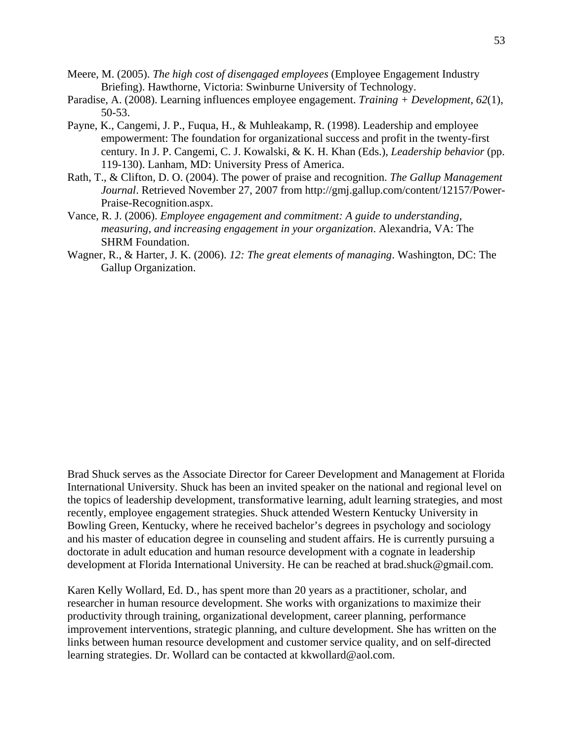Meere, M. (2005). *The high cost of disengaged employees* (Employee Engagement Industry Briefing). Hawthorne, Victoria: Swinburne University of Technology.

Paradise, A. (2008). Learning influences employee engagement. *Training + Development*, *62*(1), 50-53.

Payne, K., Cangemi, J. P., Fuqua, H., & Muhleakamp, R. (1998). Leadership and employee empowerment: The foundation for organizational success and profit in the twenty-first century. In J. P. Cangemi, C. J. Kowalski, & K. H. Khan (Eds.), *Leadership behavior* (pp. 119-130). Lanham, MD: University Press of America.

Rath, T., & Clifton, D. O. (2004). The power of praise and recognition. *The Gallup Management Journal*. Retrieved November 27, 2007 from http://gmj.gallup.com/content/12157/Power-Praise-Recognition.aspx.

Vance, R. J. (2006). *Employee engagement and commitment: A guide to understanding, measuring, and increasing engagement in your organization*. Alexandria, VA: The SHRM Foundation.

Wagner, R., & Harter, J. K. (2006). *12: The great elements of managing*. Washington, DC: The Gallup Organization.

Brad Shuck serves as the Associate Director for Career Development and Management at Florida International University. Shuck has been an invited speaker on the national and regional level on the topics of leadership development, transformative learning, adult learning strategies, and most recently, employee engagement strategies. Shuck attended Western Kentucky University in Bowling Green, Kentucky, where he received bachelor's degrees in psychology and sociology and his master of education degree in counseling and student affairs. He is currently pursuing a doctorate in adult education and human resource development with a cognate in leadership development at Florida International University. He can be reached at brad.shuck@gmail.com.

Karen Kelly Wollard, Ed. D., has spent more than 20 years as a practitioner, scholar, and researcher in human resource development. She works with organizations to maximize their productivity through training, organizational development, career planning, performance improvement interventions, strategic planning, and culture development. She has written on the links between human resource development and customer service quality, and on self-directed learning strategies. Dr. Wollard can be contacted at kkwollard@aol.com.